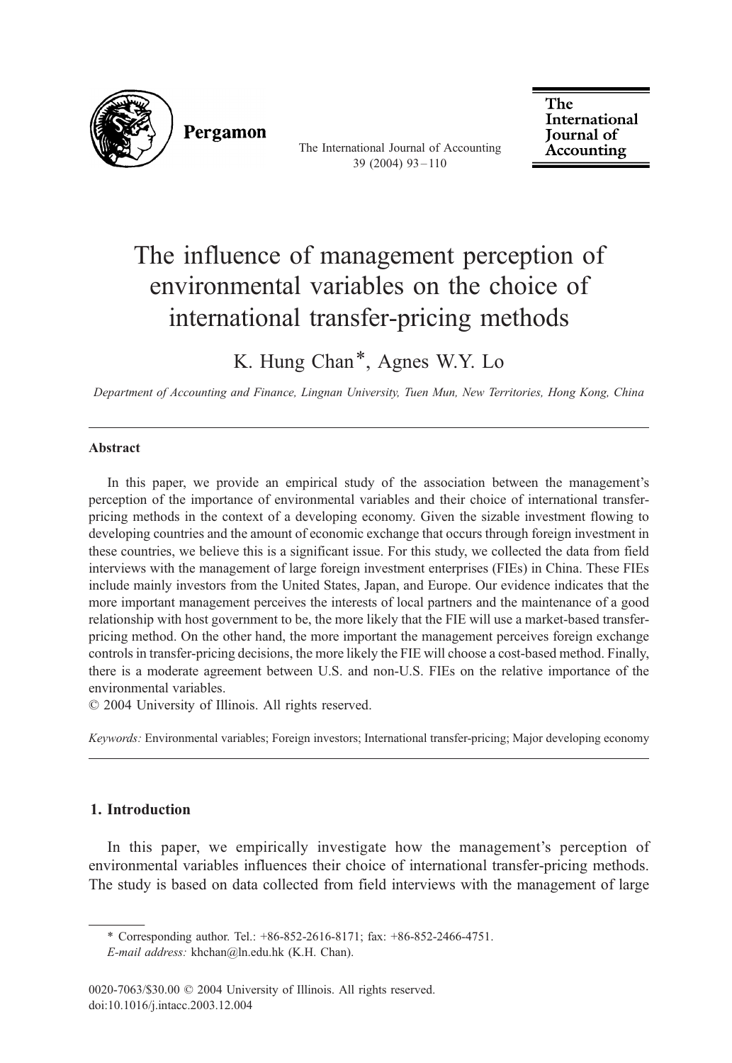# The influence of management perception of environmental variables on the choice of international transfer-pricing methods

K. Hung Chan*, Agnes W.Y. Lo

*Department of Accounting and Finance, Lingnan University, Tuen Mun, New Territories, Hong Kong, China*

## Abstract

In this paper, we provide an empirical study of the association between the management's perception of the importance of environmental variables and their choice of international transfer-pricing methods in the context of a developing economy. Given the sizable investment flowing to developing countries and the amount of economic exchange that occurs through foreign investment in these countries, we believe this is a significant issue. For this study, we collected the data from field interviews with the management of large foreign investment enterprises (FIEs) in China. These FIEs include mainly investors from the United States, Japan, and Europe. Our evidence indicates that the more important management perceives the interests of local partners and the maintenance of a good relationship with host government to be, the more likely that the FIE will use a market-based transfer-pricing method. On the other hand, the more important the management perceives foreign exchange controls in transfer-pricing decisions, the more likely the FIE will choose a cost-based method. Finally, there is a moderate agreement between U.S. and non-U.S. FIEs on the relative importance of the environmental variables.

© 2004 University of Illinois. All rights reserved.

*Keywords:* Environmental variables; Foreign investors; International transfer-pricing; Major developing economy

## 1. Introduction

In this paper, we empirically investigate how the management's perception of environmental variables influences their choice of international transfer-pricing methods. The study is based on data collected from field interviews with the management of large

---

\* Corresponding author. Tel.: +86-852-2616-8171; fax: +86-852-2466-4751.

*E-mail address:* khchan@ln.edu.hk (K.H. Chan).

0020-7063/$30.00 © 2004 University of Illinois. All rights reserved.
doi:10.1016/j.intacc.2003.12.004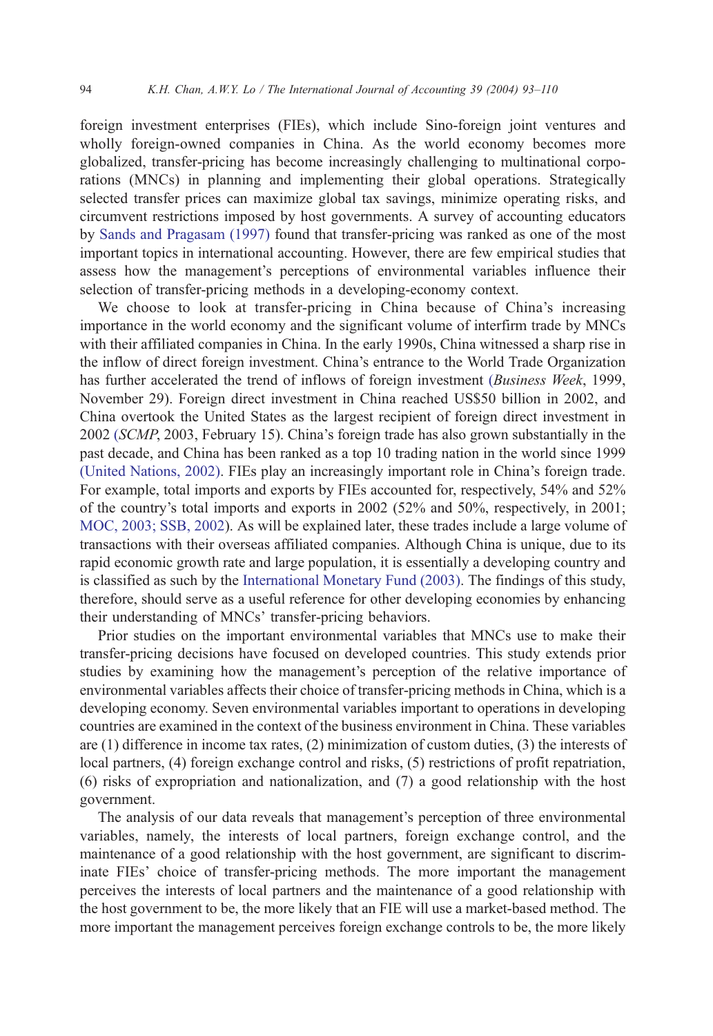foreign investment enterprises (FIEs), which include Sino-foreign joint ventures and wholly foreign-owned companies in China. As the world economy becomes more globalized, transfer-pricing has become increasingly challenging to multinational corporations (MNCs) in planning and implementing their global operations. Strategically selected transfer prices can maximize global tax savings, minimize operating risks, and circumvent restrictions imposed by host governments. A survey of accounting educators by Sands and Pragasam (1997) found that transfer-pricing was ranked as one of the most important topics in international accounting. However, there are few empirical studies that assess how the management's perceptions of environmental variables influence their selection of transfer-pricing methods in a developing-economy context.

We choose to look at transfer-pricing in China because of China's increasing importance in the world economy and the significant volume of interfirm trade by MNCs with their affiliated companies in China. In the early 1990s, China witnessed a sharp rise in the inflow of direct foreign investment. China's entrance to the World Trade Organization has further accelerated the trend of inflows of foreign investment (*Business Week*, 1999, November 29). Foreign direct investment in China reached US$50 billion in 2002, and China overtook the United States as the largest recipient of foreign direct investment in 2002 (*SCMP*, 2003, February 15). China's foreign trade has also grown substantially in the past decade, and China has been ranked as a top 10 trading nation in the world since 1999 (United Nations, 2002). FIEs play an increasingly important role in China's foreign trade. For example, total imports and exports by FIEs accounted for, respectively, 54% and 52% of the country's total imports and exports in 2002 (52% and 50%, respectively, in 2001; MOC, 2003; SSB, 2002). As will be explained later, these trades include a large volume of transactions with their overseas affiliated companies. Although China is unique, due to its rapid economic growth rate and large population, it is essentially a developing country and is classified as such by the International Monetary Fund (2003). The findings of this study, therefore, should serve as a useful reference for other developing economies by enhancing their understanding of MNCs' transfer-pricing behaviors.

Prior studies on the important environmental variables that MNCs use to make their transfer-pricing decisions have focused on developed countries. This study extends prior studies by examining how the management's perception of the relative importance of environmental variables affects their choice of transfer-pricing methods in China, which is a developing economy. Seven environmental variables important to operations in developing countries are examined in the context of the business environment in China. These variables are (1) difference in income tax rates, (2) minimization of custom duties, (3) the interests of local partners, (4) foreign exchange control and risks, (5) restrictions of profit repatriation, (6) risks of expropriation and nationalization, and (7) a good relationship with the host government.

The analysis of our data reveals that management's perception of three environmental variables, namely, the interests of local partners, foreign exchange control, and the maintenance of a good relationship with the host government, are significant to discriminate FIEs' choice of transfer-pricing methods. The more important the management perceives the interests of local partners and the maintenance of a good relationship with the host government to be, the more likely that an FIE will use a market-based method. The more important the management perceives foreign exchange controls to be, the more likely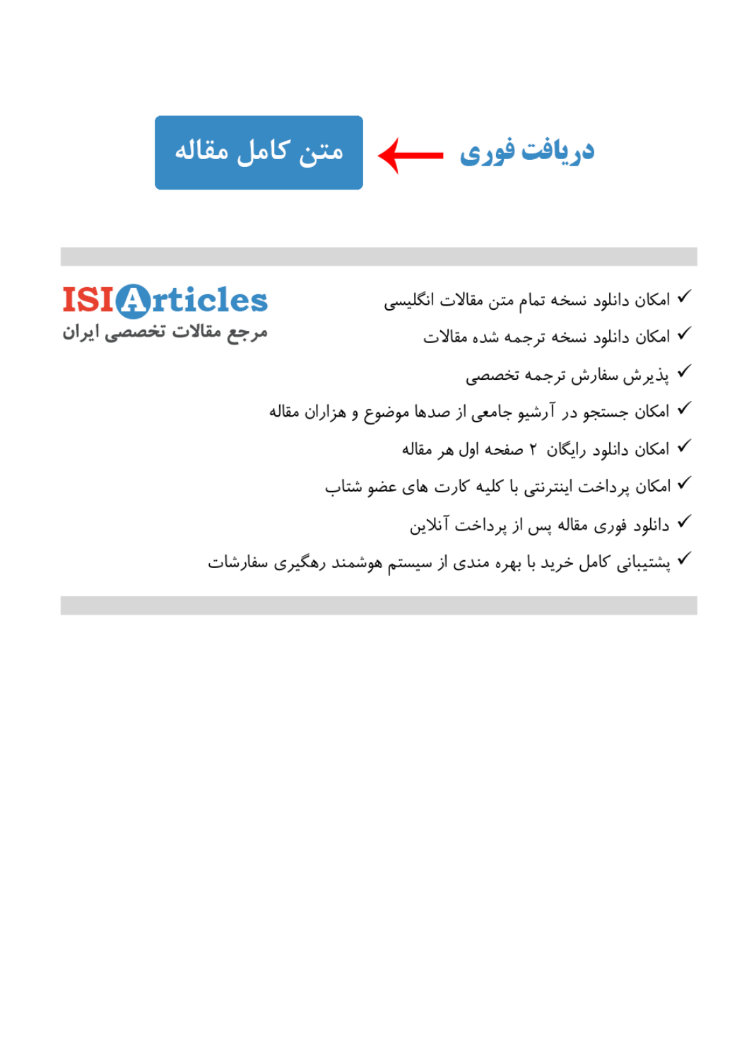دریافت فوری ← **متن کامل مقاله**

**ISIArticles**
مرجع مقالات تخصصی ایران

- ✓ امکان دانلود نسخه تمام متن مقالات انگلیسی
- ✓ امکان دانلود نسخه ترجمه شده مقالات
- ✓ پذیرش سفارش ترجمه تخصصی
- ✓ امکان جستجو در آرشیو جامعی از صدها موضوع و هزاران مقاله
- ✓ امکان دانلود رایگان ۲ صفحه اول هر مقاله
- ✓ امکان پرداخت اینترنتی با کلیه کارت های عضو شتاب
- ✓ دانلود فوری مقاله پس از پرداخت آنلاین
- ✓ پشتیبانی کامل خرید با بهره مندی از سیستم هوشمند رهگیری سفارشات